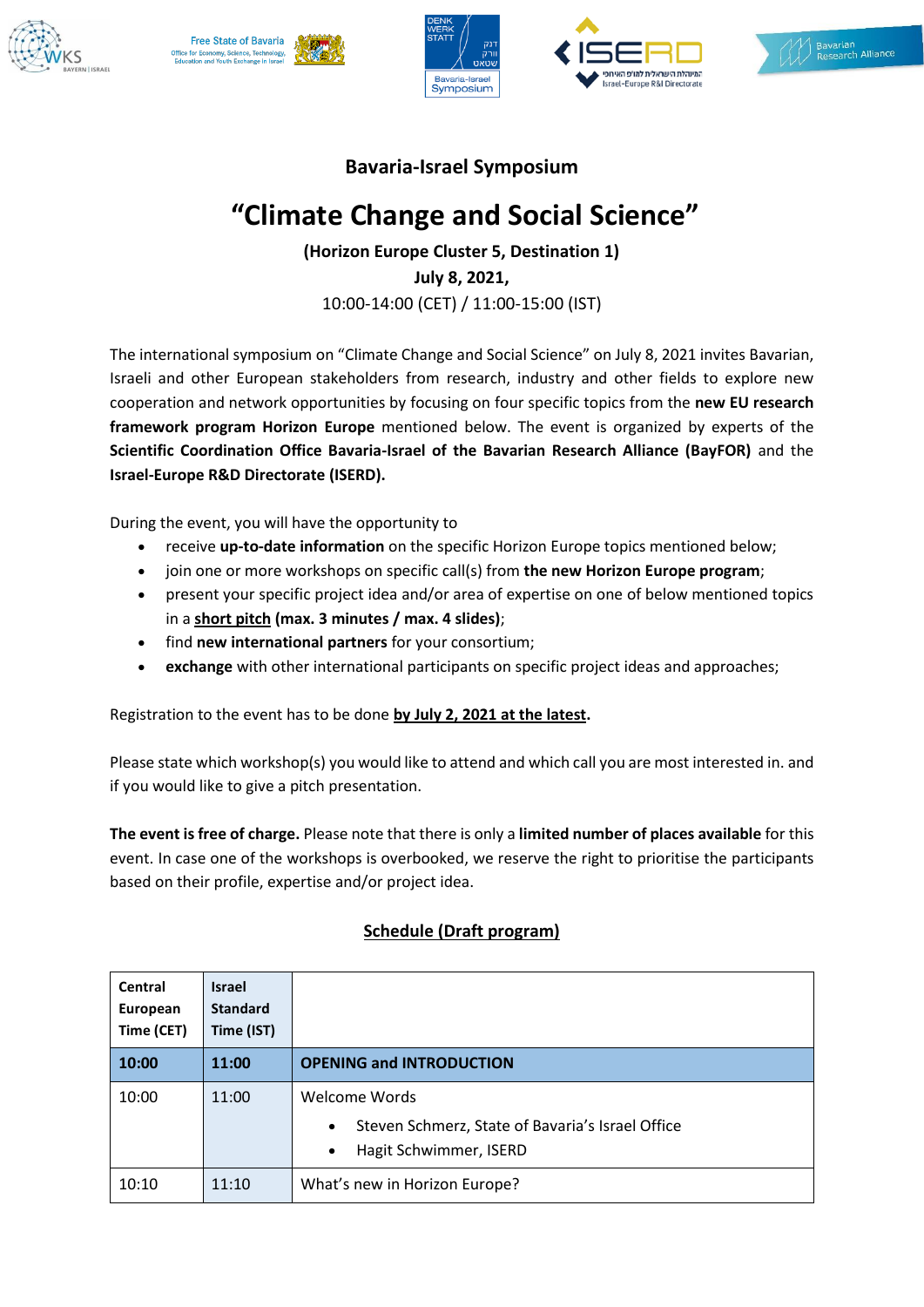## Bavaria-Israel Symposium

# “Climate Change and Social Science”

**(Horizon Europe Cluster 5, Destination 1)**

**July 8, 2021,**

10:00-14:00 (CET) / 11:00-15:00 (IST)

The international symposium on “Climate Change and Social Science” on July 8, 2021 invites Bavarian, Israeli and other European stakeholders from research, industry and other fields to explore new cooperation and network opportunities by focusing on four specific topics from the **new EU research framework program Horizon Europe** mentioned below. The event is organized by experts of the **Scientific Coordination Office Bavaria-Israel of the Bavarian Research Alliance (BayFOR)** and the **Israel-Europe R&D Directorate (ISERD).**

During the event, you will have the opportunity to

- receive **up-to-date information** on the specific Horizon Europe topics mentioned below;
- join one or more workshops on specific call(s) from **the new Horizon Europe program**;
- present your specific project idea and/or area of expertise on one of below mentioned topics in a **short pitch (max. 3 minutes / max. 4 slides)**;
- find **new international partners** for your consortium;
- **exchange** with other international participants on specific project ideas and approaches;

Registration to the event has to be done **by July 2, 2021 at the latest.**

Please state which workshop(s) you would like to attend and which call you are most interested in. and if you would like to give a pitch presentation.

**The event is free of charge.** Please note that there is only a **limited number of places available** for this event. In case one of the workshops is overbooked, we reserve the right to prioritise the participants based on their profile, expertise and/or project idea.

**Schedule (Draft program)**

| Central European Time (CET) | Israel Standard Time (IST) | |
|---|---|---|
| **10:00** | **11:00** | **OPENING and INTRODUCTION** |
| 10:00 | 11:00 | Welcome Words<br>• Steven Schmerz, State of Bavaria’s Israel Office<br>• Hagit Schwimmer, ISERD |
| 10:10 | 11:10 | What’s new in Horizon Europe? |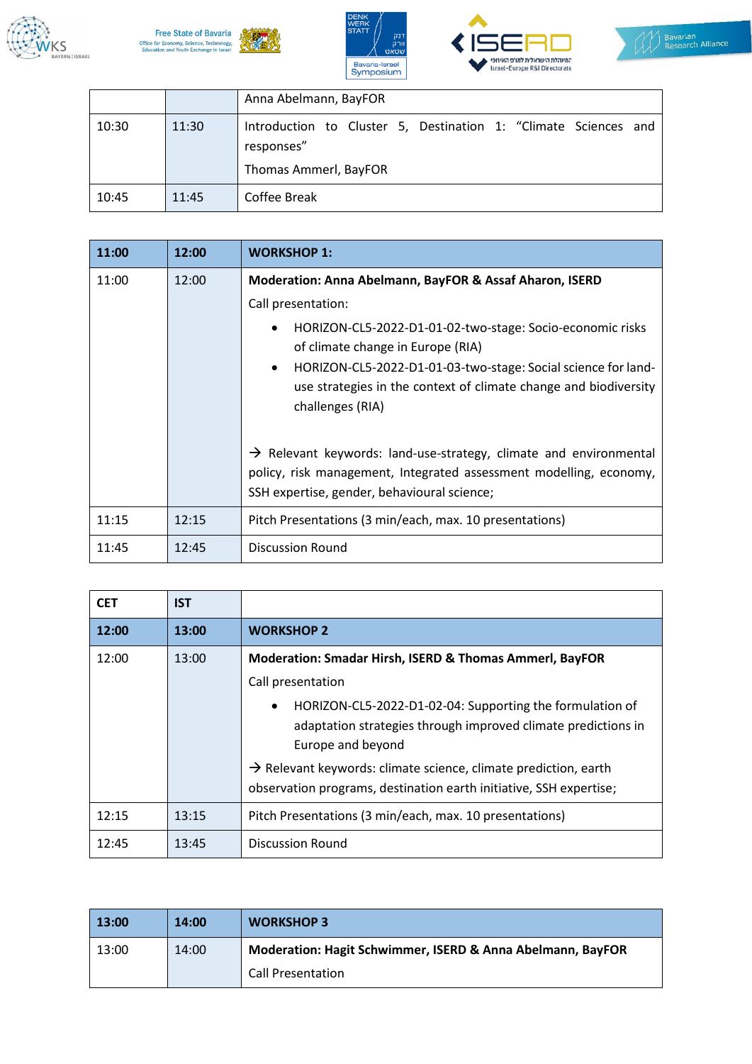| | | Anna Abelmann, BayFOR |
|---|---|---|
| 10:30 | 11:30 | Introduction to Cluster 5, Destination 1: “Climate Sciences and responses”<br>Thomas Ammerl, BayFOR |
| 10:45 | 11:45 | Coffee Break |

| **11:00** | **12:00** | **WORKSHOP 1:** |
|---|---|---|
| 11:00 | 12:00 | **Moderation: Anna Abelmann, BayFOR & Assaf Aharon, ISERD**<br>Call presentation:<br>• HORIZON-CL5-2022-D1-01-02-two-stage: Socio-economic risks of climate change in Europe (RIA)<br>• HORIZON-CL5-2022-D1-01-03-two-stage: Social science for land-use strategies in the context of climate change and biodiversity challenges (RIA)<br><br>→ Relevant keywords: land-use-strategy, climate and environmental policy, risk management, Integrated assessment modelling, economy, SSH expertise, gender, behavioural science; |
| 11:15 | 12:15 | Pitch Presentations (3 min/each, max. 10 presentations) |
| 11:45 | 12:45 | Discussion Round |

| **CET** | **IST** | |
|---|---|---|
| **12:00** | **13:00** | **WORKSHOP 2** |
| 12:00 | 13:00 | **Moderation: Smadar Hirsh, ISERD & Thomas Ammerl, BayFOR**<br>Call presentation<br>• HORIZON-CL5-2022-D1-02-04: Supporting the formulation of adaptation strategies through improved climate predictions in Europe and beyond<br>→ Relevant keywords: climate science, climate prediction, earth observation programs, destination earth initiative, SSH expertise; |
| 12:15 | 13:15 | Pitch Presentations (3 min/each, max. 10 presentations) |
| 12:45 | 13:45 | Discussion Round |

| **13:00** | **14:00** | **WORKSHOP 3** |
|---|---|---|
| 13:00 | 14:00 | **Moderation: Hagit Schwimmer, ISERD & Anna Abelmann, BayFOR**<br>Call Presentation |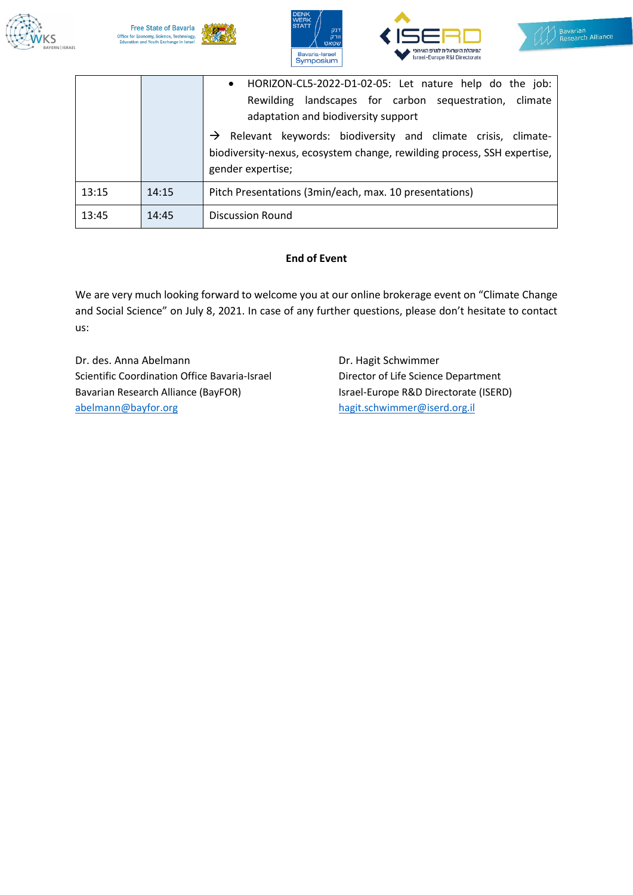| | | |
|---|---|---|
| | | • HORIZON-CL5-2022-D1-02-05: Let nature help do the job: Rewilding landscapes for carbon sequestration, climate adaptation and biodiversity support<br><br>→ Relevant keywords: biodiversity and climate crisis, climate-biodiversity-nexus, ecosystem change, rewilding process, SSH expertise, gender expertise; |
| 13:15 | 14:15 | Pitch Presentations (3min/each, max. 10 presentations) |
| 13:45 | 14:45 | Discussion Round |

**End of Event**

We are very much looking forward to welcome you at our online brokerage event on "Climate Change and Social Science" on July 8, 2021. In case of any further questions, please don't hesitate to contact us:

Dr. des. Anna Abelmann
Scientific Coordination Office Bavaria-Israel
Bavarian Research Alliance (BayFOR)
abelmann@bayfor.org

Dr. Hagit Schwimmer
Director of Life Science Department
Israel-Europe R&D Directorate (ISERD)
hagit.schwimmer@iserd.org.il